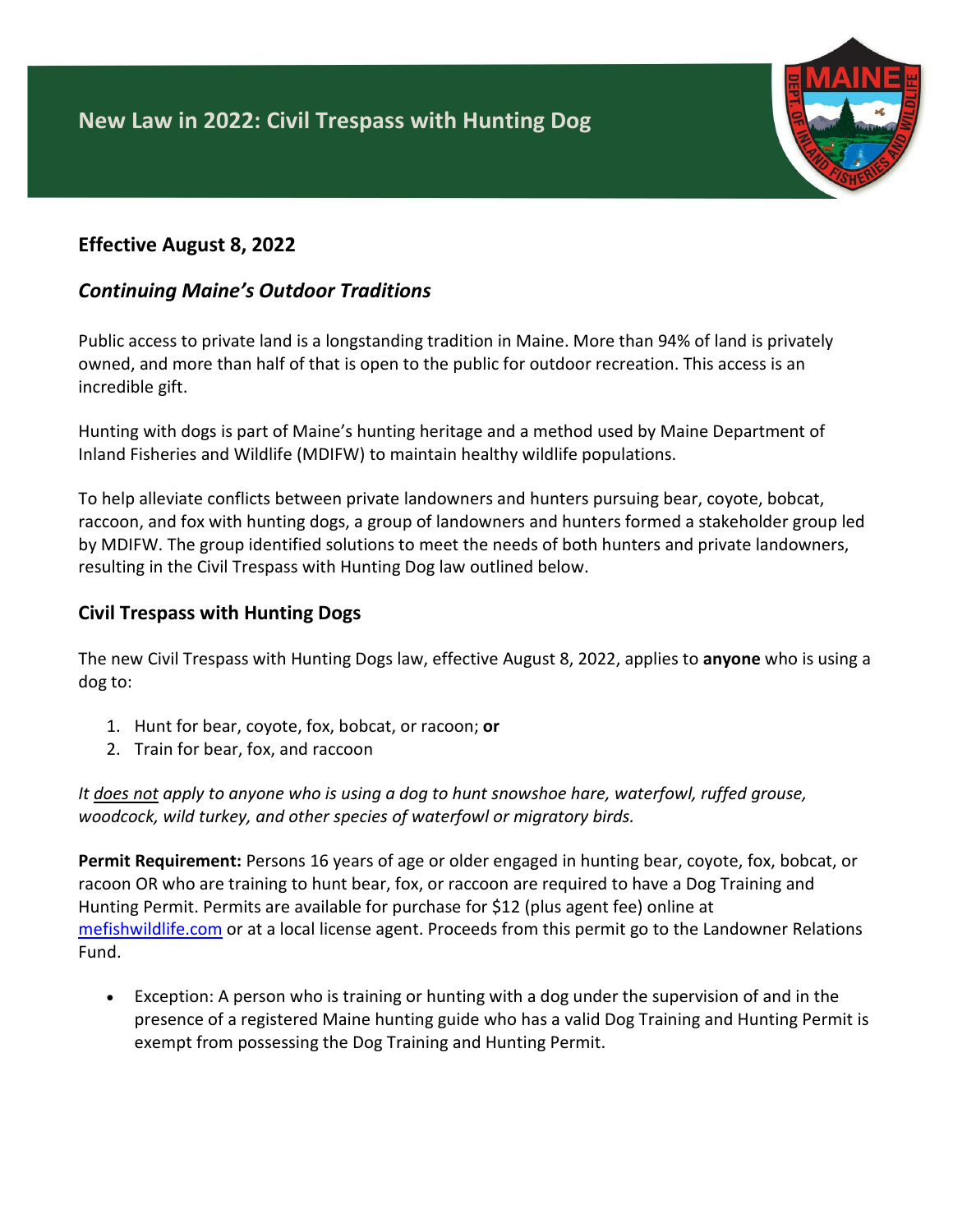# New Law in 2022: Civil Trespass with Hunting Dog

## Effective August 8, 2022

### *Continuing Maine's Outdoor Traditions*

Public access to private land is a longstanding tradition in Maine. More than 94% of land is privately owned, and more than half of that is open to the public for outdoor recreation. This access is an incredible gift.

Hunting with dogs is part of Maine's hunting heritage and a method used by Maine Department of Inland Fisheries and Wildlife (MDIFW) to maintain healthy wildlife populations.

To help alleviate conflicts between private landowners and hunters pursuing bear, coyote, bobcat, raccoon, and fox with hunting dogs, a group of landowners and hunters formed a stakeholder group led by MDIFW. The group identified solutions to meet the needs of both hunters and private landowners, resulting in the Civil Trespass with Hunting Dog law outlined below.

## Civil Trespass with Hunting Dogs

The new Civil Trespass with Hunting Dogs law, effective August 8, 2022, applies to **anyone** who is using a dog to:

1. Hunt for bear, coyote, fox, bobcat, or racoon; **or**
2. Train for bear, fox, and raccoon

*It does not apply to anyone who is using a dog to hunt snowshoe hare, waterfowl, ruffed grouse, woodcock, wild turkey, and other species of waterfowl or migratory birds.*

**Permit Requirement:** Persons 16 years of age or older engaged in hunting bear, coyote, fox, bobcat, or racoon OR who are training to hunt bear, fox, or raccoon are required to have a Dog Training and Hunting Permit. Permits are available for purchase for $12 (plus agent fee) online at [mefishwildlife.com](mefishwildlife.com) or at a local license agent. Proceeds from this permit go to the Landowner Relations Fund.

- Exception: A person who is training or hunting with a dog under the supervision of and in the presence of a registered Maine hunting guide who has a valid Dog Training and Hunting Permit is exempt from possessing the Dog Training and Hunting Permit.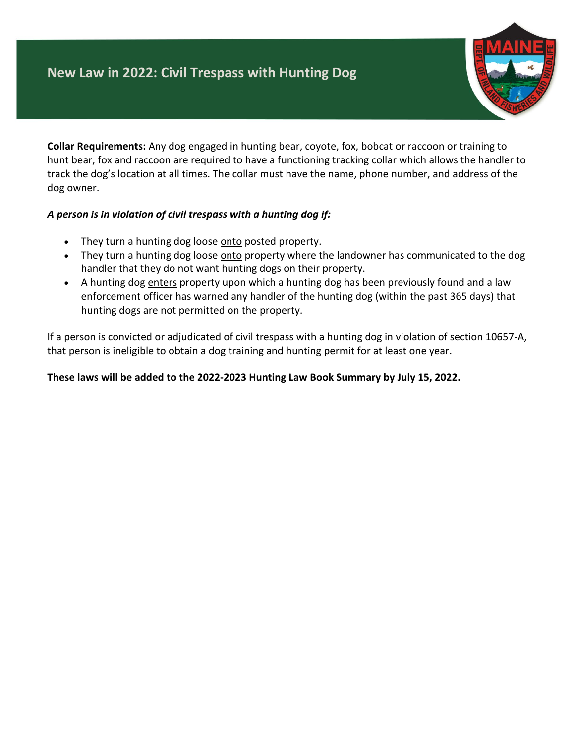# New Law in 2022: Civil Trespass with Hunting Dog

**Collar Requirements:** Any dog engaged in hunting bear, coyote, fox, bobcat or raccoon or training to hunt bear, fox and raccoon are required to have a functioning tracking collar which allows the handler to track the dog's location at all times. The collar must have the name, phone number, and address of the dog owner.

***A person is in violation of civil trespass with a hunting dog if:***

- They turn a hunting dog loose onto posted property.
- They turn a hunting dog loose onto property where the landowner has communicated to the dog handler that they do not want hunting dogs on their property.
- A hunting dog enters property upon which a hunting dog has been previously found and a law enforcement officer has warned any handler of the hunting dog (within the past 365 days) that hunting dogs are not permitted on the property.

If a person is convicted or adjudicated of civil trespass with a hunting dog in violation of section 10657-A, that person is ineligible to obtain a dog training and hunting permit for at least one year.

**These laws will be added to the 2022-2023 Hunting Law Book Summary by July 15, 2022.**